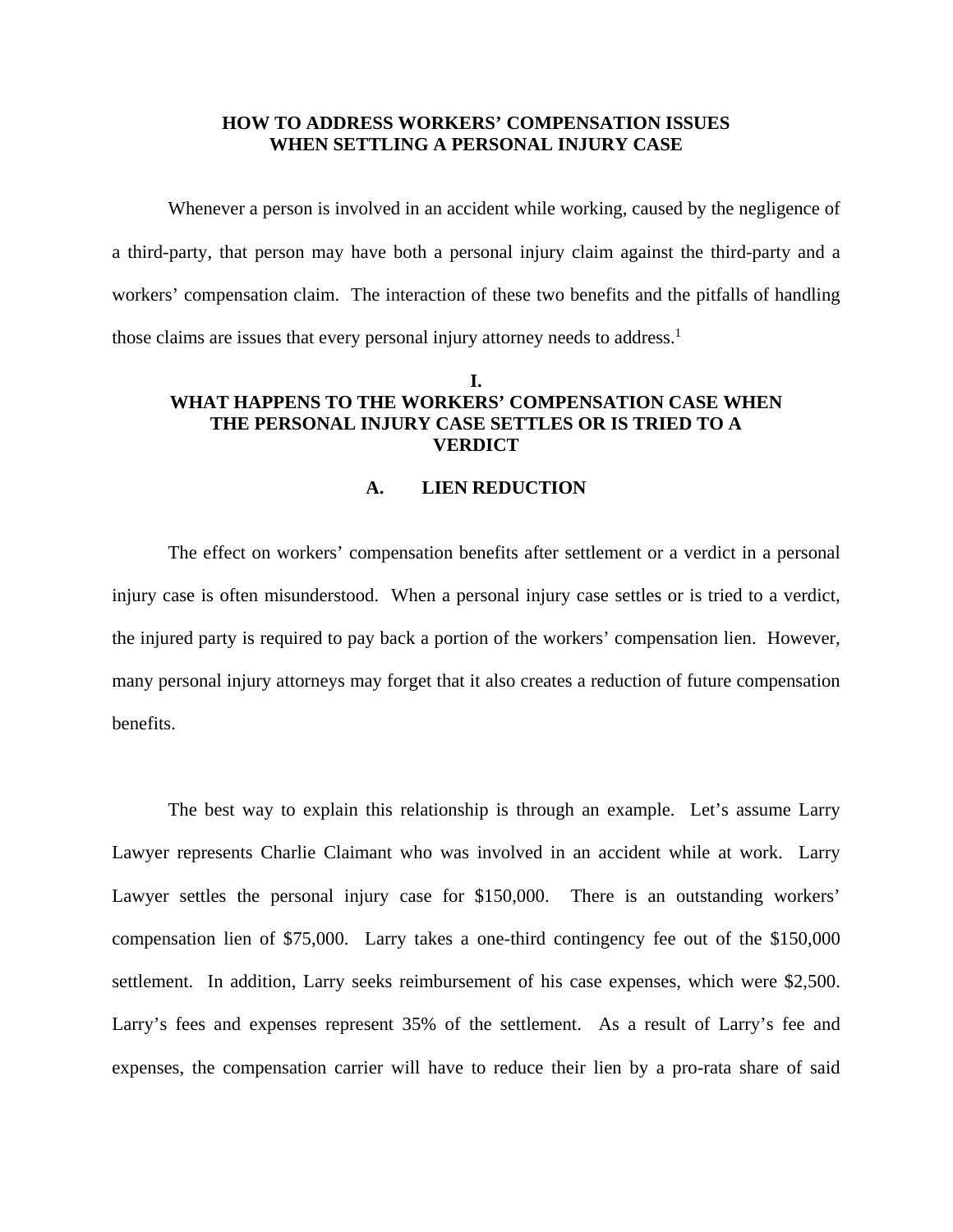# HOW TO ADDRESS WORKERS' COMPENSATION ISSUES WHEN SETTLING A PERSONAL INJURY CASE

Whenever a person is involved in an accident while working, caused by the negligence of a third-party, that person may have both a personal injury claim against the third-party and a workers' compensation claim. The interaction of these two benefits and the pitfalls of handling those claims are issues that every personal injury attorney needs to address.[1]

## I. WHAT HAPPENS TO THE WORKERS' COMPENSATION CASE WHEN THE PERSONAL INJURY CASE SETTLES OR IS TRIED TO A VERDICT

### A. LIEN REDUCTION

The effect on workers' compensation benefits after settlement or a verdict in a personal injury case is often misunderstood. When a personal injury case settles or is tried to a verdict, the injured party is required to pay back a portion of the workers' compensation lien. However, many personal injury attorneys may forget that it also creates a reduction of future compensation benefits.

The best way to explain this relationship is through an example. Let's assume Larry Lawyer represents Charlie Claimant who was involved in an accident while at work. Larry Lawyer settles the personal injury case for $150,000. There is an outstanding workers' compensation lien of $75,000. Larry takes a one-third contingency fee out of the $150,000 settlement. In addition, Larry seeks reimbursement of his case expenses, which were $2,500. Larry's fees and expenses represent 35% of the settlement. As a result of Larry's fee and expenses, the compensation carrier will have to reduce their lien by a pro-rata share of said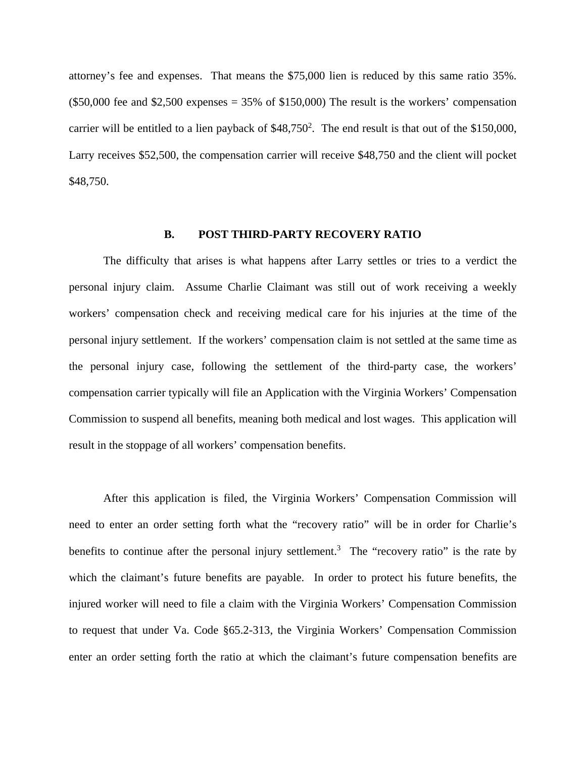attorney's fee and expenses. That means the $75,000 lien is reduced by this same ratio 35%. ($50,000 fee and $2,500 expenses = 35% of $150,000) The result is the workers' compensation carrier will be entitled to a lien payback of $48,750[2]. The end result is that out of the $150,000, Larry receives $52,500, the compensation carrier will receive $48,750 and the client will pocket $48,750.

### B. POST THIRD-PARTY RECOVERY RATIO

The difficulty that arises is what happens after Larry settles or tries to a verdict the personal injury claim. Assume Charlie Claimant was still out of work receiving a weekly workers' compensation check and receiving medical care for his injuries at the time of the personal injury settlement. If the workers' compensation claim is not settled at the same time as the personal injury case, following the settlement of the third-party case, the workers' compensation carrier typically will file an Application with the Virginia Workers' Compensation Commission to suspend all benefits, meaning both medical and lost wages. This application will result in the stoppage of all workers' compensation benefits.

After this application is filed, the Virginia Workers' Compensation Commission will need to enter an order setting forth what the "recovery ratio" will be in order for Charlie's benefits to continue after the personal injury settlement.[3] The "recovery ratio" is the rate by which the claimant's future benefits are payable. In order to protect his future benefits, the injured worker will need to file a claim with the Virginia Workers' Compensation Commission to request that under Va. Code §65.2-313, the Virginia Workers' Compensation Commission enter an order setting forth the ratio at which the claimant's future compensation benefits are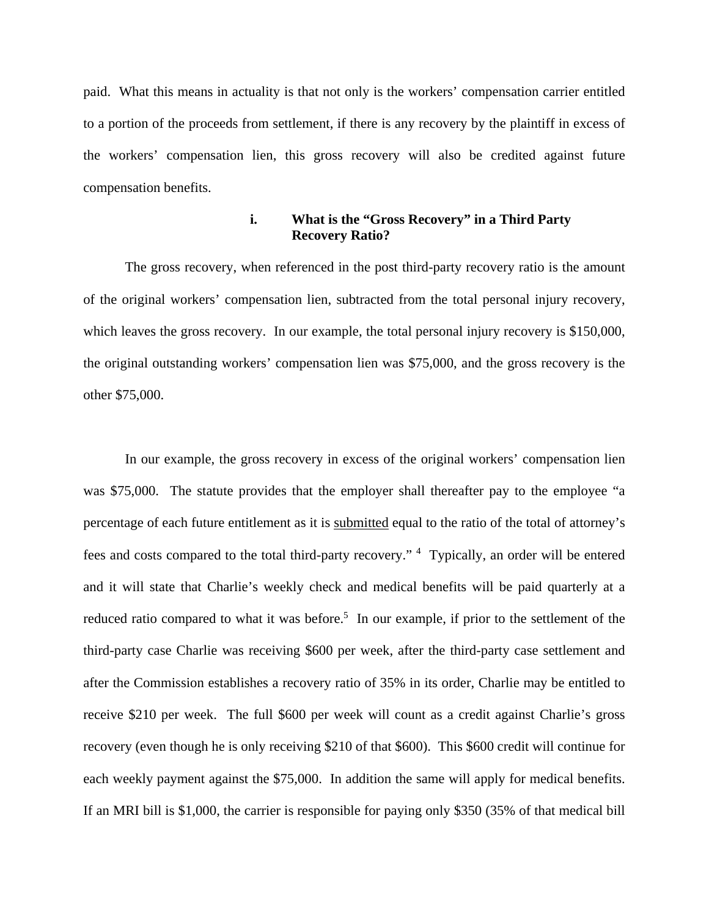paid. What this means in actuality is that not only is the workers' compensation carrier entitled to a portion of the proceeds from settlement, if there is any recovery by the plaintiff in excess of the workers' compensation lien, this gross recovery will also be credited against future compensation benefits.

### i. What is the "Gross Recovery" in a Third Party Recovery Ratio?

The gross recovery, when referenced in the post third-party recovery ratio is the amount of the original workers' compensation lien, subtracted from the total personal injury recovery, which leaves the gross recovery. In our example, the total personal injury recovery is $150,000, the original outstanding workers' compensation lien was $75,000, and the gross recovery is the other $75,000.

In our example, the gross recovery in excess of the original workers' compensation lien was $75,000. The statute provides that the employer shall thereafter pay to the employee "a percentage of each future entitlement as it is <u>submitted</u> equal to the ratio of the total of attorney's fees and costs compared to the total third-party recovery." [4] Typically, an order will be entered and it will state that Charlie's weekly check and medical benefits will be paid quarterly at a reduced ratio compared to what it was before.[5] In our example, if prior to the settlement of the third-party case Charlie was receiving $600 per week, after the third-party case settlement and after the Commission establishes a recovery ratio of 35% in its order, Charlie may be entitled to receive $210 per week. The full $600 per week will count as a credit against Charlie's gross recovery (even though he is only receiving $210 of that $600). This $600 credit will continue for each weekly payment against the $75,000. In addition the same will apply for medical benefits. If an MRI bill is $1,000, the carrier is responsible for paying only $350 (35% of that medical bill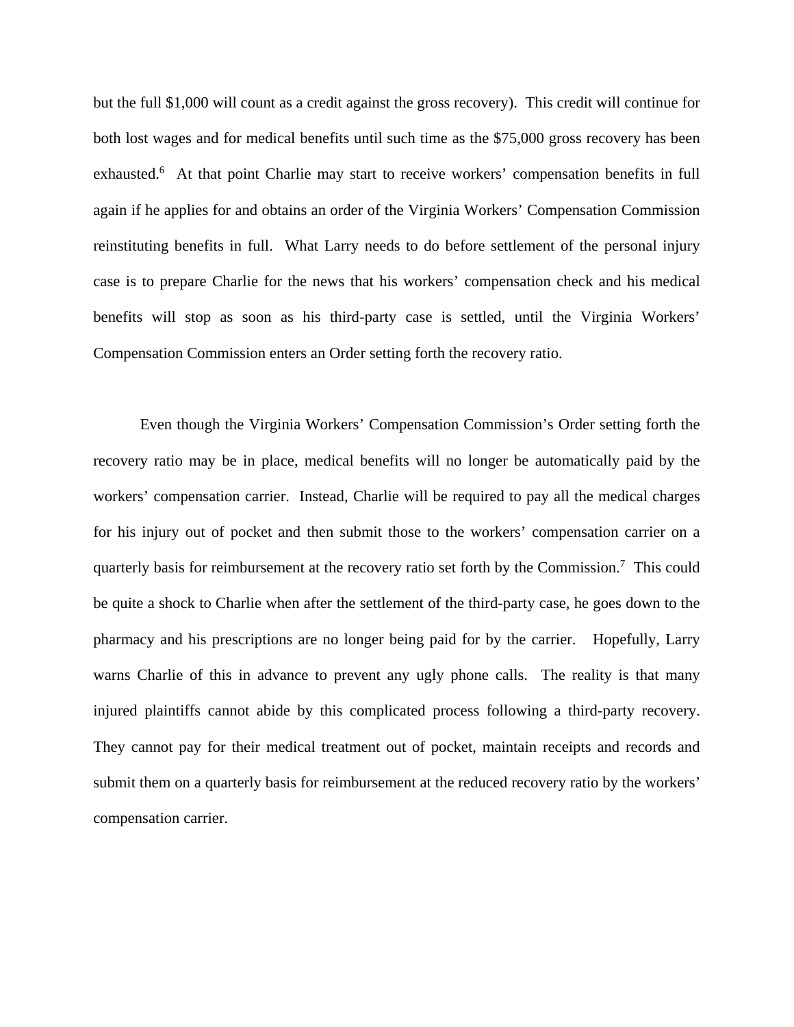but the full $1,000 will count as a credit against the gross recovery). This credit will continue for both lost wages and for medical benefits until such time as the $75,000 gross recovery has been exhausted.[6] At that point Charlie may start to receive workers' compensation benefits in full again if he applies for and obtains an order of the Virginia Workers' Compensation Commission reinstituting benefits in full. What Larry needs to do before settlement of the personal injury case is to prepare Charlie for the news that his workers' compensation check and his medical benefits will stop as soon as his third-party case is settled, until the Virginia Workers' Compensation Commission enters an Order setting forth the recovery ratio.

Even though the Virginia Workers' Compensation Commission's Order setting forth the recovery ratio may be in place, medical benefits will no longer be automatically paid by the workers' compensation carrier. Instead, Charlie will be required to pay all the medical charges for his injury out of pocket and then submit those to the workers' compensation carrier on a quarterly basis for reimbursement at the recovery ratio set forth by the Commission.[7] This could be quite a shock to Charlie when after the settlement of the third-party case, he goes down to the pharmacy and his prescriptions are no longer being paid for by the carrier. Hopefully, Larry warns Charlie of this in advance to prevent any ugly phone calls. The reality is that many injured plaintiffs cannot abide by this complicated process following a third-party recovery. They cannot pay for their medical treatment out of pocket, maintain receipts and records and submit them on a quarterly basis for reimbursement at the reduced recovery ratio by the workers' compensation carrier.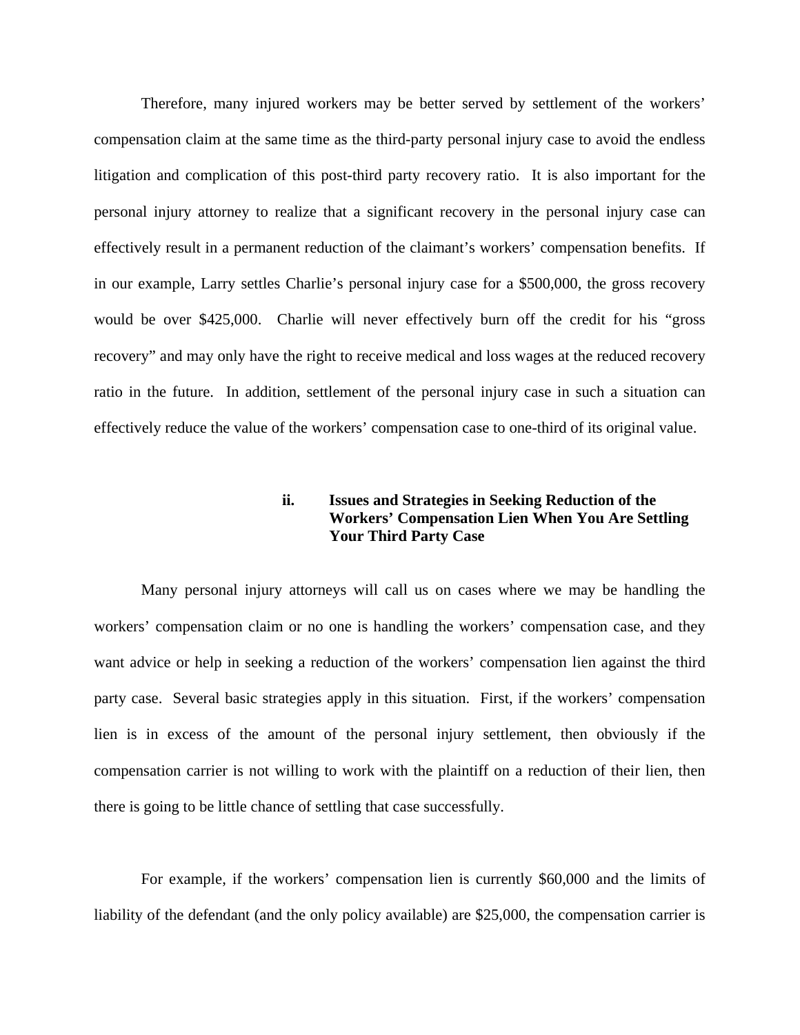Therefore, many injured workers may be better served by settlement of the workers' compensation claim at the same time as the third-party personal injury case to avoid the endless litigation and complication of this post-third party recovery ratio. It is also important for the personal injury attorney to realize that a significant recovery in the personal injury case can effectively result in a permanent reduction of the claimant's workers' compensation benefits. If in our example, Larry settles Charlie's personal injury case for a $500,000, the gross recovery would be over $425,000. Charlie will never effectively burn off the credit for his "gross recovery" and may only have the right to receive medical and loss wages at the reduced recovery ratio in the future. In addition, settlement of the personal injury case in such a situation can effectively reduce the value of the workers' compensation case to one-third of its original value.

### ii. Issues and Strategies in Seeking Reduction of the Workers' Compensation Lien When You Are Settling Your Third Party Case

Many personal injury attorneys will call us on cases where we may be handling the workers' compensation claim or no one is handling the workers' compensation case, and they want advice or help in seeking a reduction of the workers' compensation lien against the third party case. Several basic strategies apply in this situation. First, if the workers' compensation lien is in excess of the amount of the personal injury settlement, then obviously if the compensation carrier is not willing to work with the plaintiff on a reduction of their lien, then there is going to be little chance of settling that case successfully.

For example, if the workers' compensation lien is currently $60,000 and the limits of liability of the defendant (and the only policy available) are $25,000, the compensation carrier is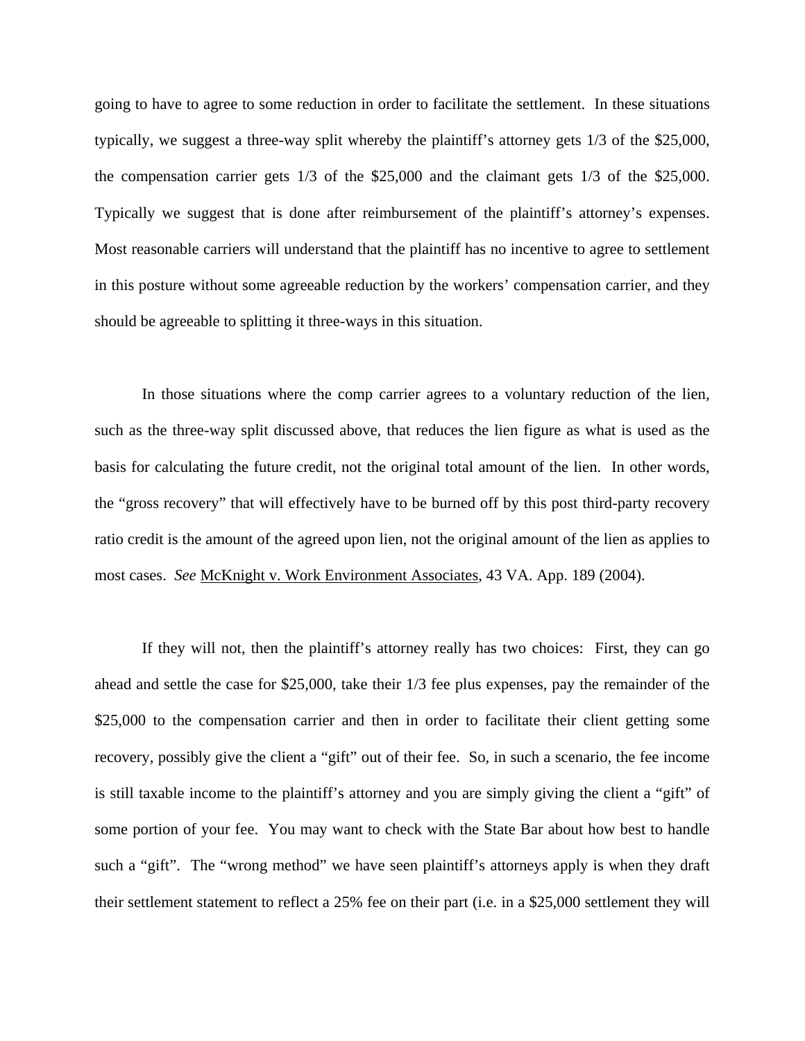going to have to agree to some reduction in order to facilitate the settlement. In these situations typically, we suggest a three-way split whereby the plaintiff's attorney gets 1/3 of the $25,000, the compensation carrier gets 1/3 of the $25,000 and the claimant gets 1/3 of the $25,000. Typically we suggest that is done after reimbursement of the plaintiff's attorney's expenses. Most reasonable carriers will understand that the plaintiff has no incentive to agree to settlement in this posture without some agreeable reduction by the workers' compensation carrier, and they should be agreeable to splitting it three-ways in this situation.

In those situations where the comp carrier agrees to a voluntary reduction of the lien, such as the three-way split discussed above, that reduces the lien figure as what is used as the basis for calculating the future credit, not the original total amount of the lien. In other words, the "gross recovery" that will effectively have to be burned off by this post third-party recovery ratio credit is the amount of the agreed upon lien, not the original amount of the lien as applies to most cases. *See* McKnight v. Work Environment Associates, 43 VA. App. 189 (2004).

If they will not, then the plaintiff's attorney really has two choices: First, they can go ahead and settle the case for $25,000, take their 1/3 fee plus expenses, pay the remainder of the $25,000 to the compensation carrier and then in order to facilitate their client getting some recovery, possibly give the client a "gift" out of their fee. So, in such a scenario, the fee income is still taxable income to the plaintiff's attorney and you are simply giving the client a "gift" of some portion of your fee. You may want to check with the State Bar about how best to handle such a "gift". The "wrong method" we have seen plaintiff's attorneys apply is when they draft their settlement statement to reflect a 25% fee on their part (i.e. in a $25,000 settlement they will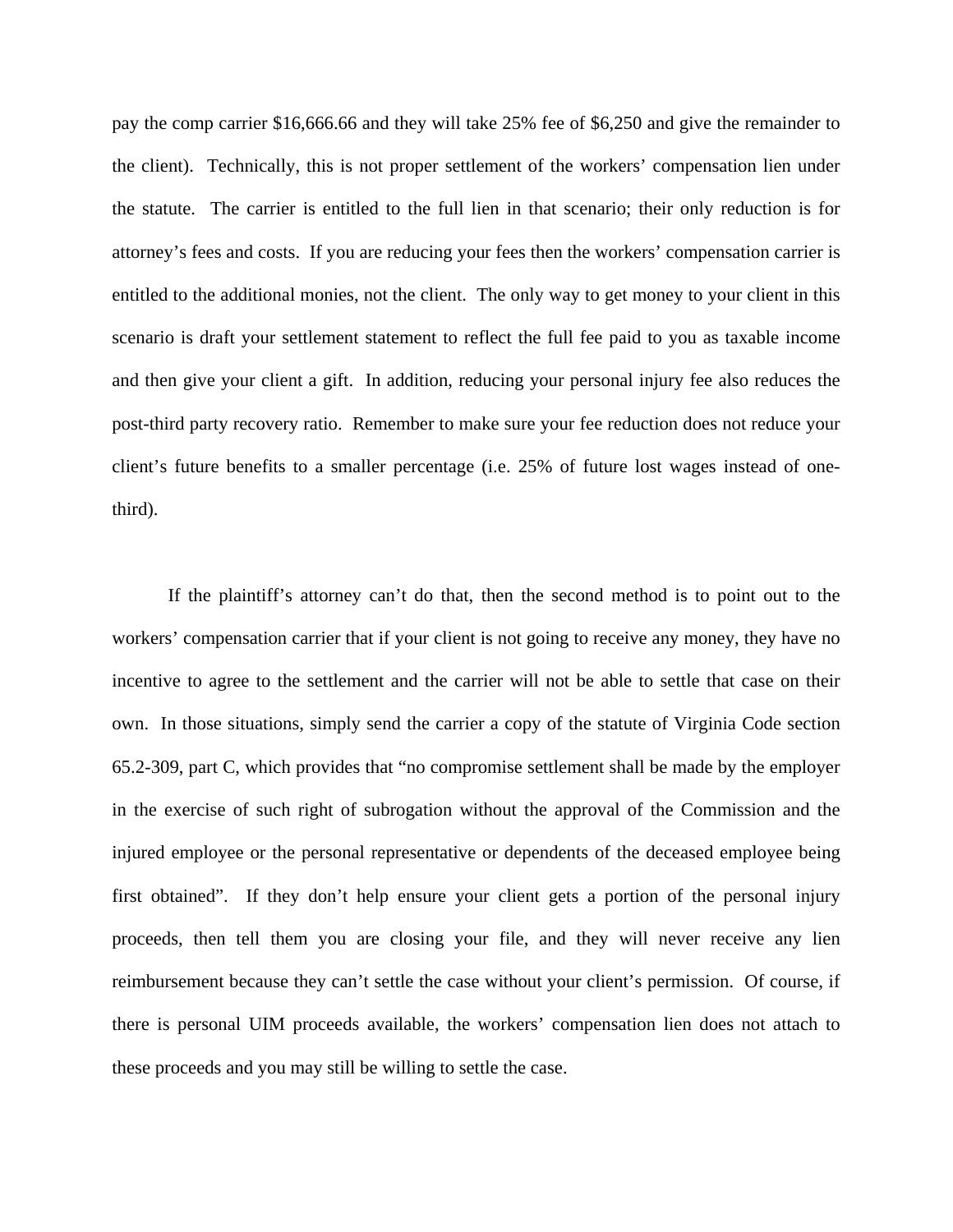pay the comp carrier $16,666.66 and they will take 25% fee of $6,250 and give the remainder to the client). Technically, this is not proper settlement of the workers' compensation lien under the statute. The carrier is entitled to the full lien in that scenario; their only reduction is for attorney's fees and costs. If you are reducing your fees then the workers' compensation carrier is entitled to the additional monies, not the client. The only way to get money to your client in this scenario is draft your settlement statement to reflect the full fee paid to you as taxable income and then give your client a gift. In addition, reducing your personal injury fee also reduces the post-third party recovery ratio. Remember to make sure your fee reduction does not reduce your client's future benefits to a smaller percentage (i.e. 25% of future lost wages instead of one-third).

If the plaintiff's attorney can't do that, then the second method is to point out to the workers' compensation carrier that if your client is not going to receive any money, they have no incentive to agree to the settlement and the carrier will not be able to settle that case on their own. In those situations, simply send the carrier a copy of the statute of Virginia Code section 65.2-309, part C, which provides that "no compromise settlement shall be made by the employer in the exercise of such right of subrogation without the approval of the Commission and the injured employee or the personal representative or dependents of the deceased employee being first obtained". If they don't help ensure your client gets a portion of the personal injury proceeds, then tell them you are closing your file, and they will never receive any lien reimbursement because they can't settle the case without your client's permission. Of course, if there is personal UIM proceeds available, the workers' compensation lien does not attach to these proceeds and you may still be willing to settle the case.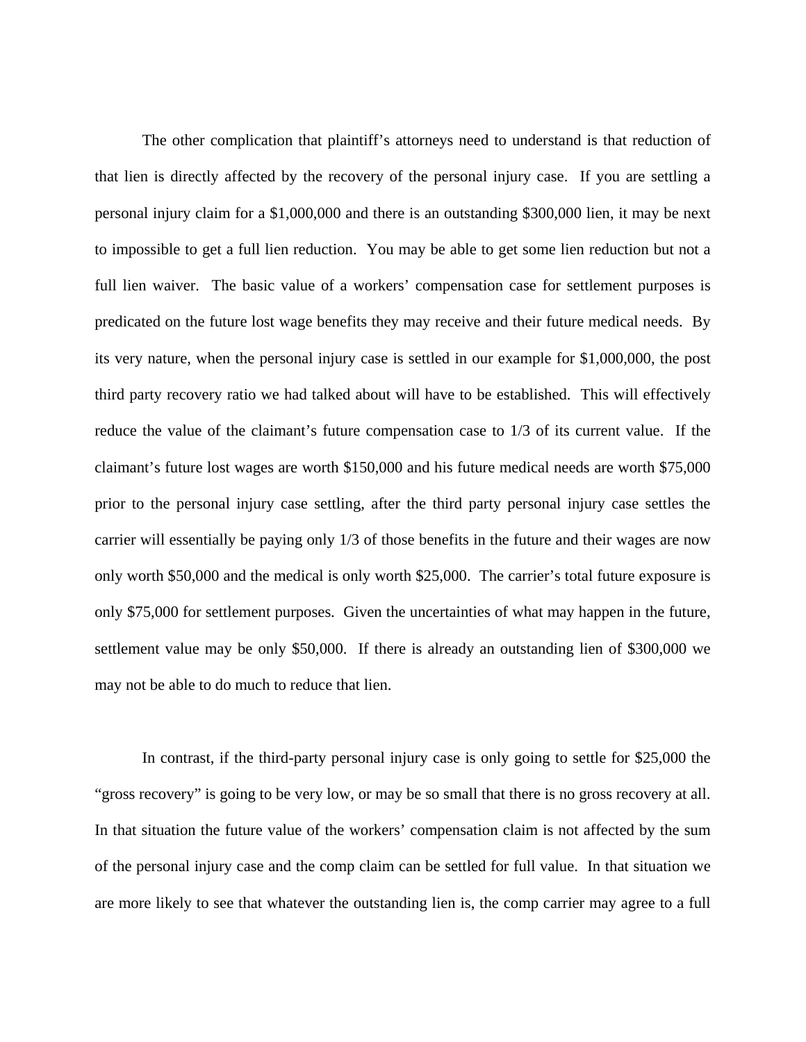The other complication that plaintiff's attorneys need to understand is that reduction of that lien is directly affected by the recovery of the personal injury case. If you are settling a personal injury claim for a $1,000,000 and there is an outstanding $300,000 lien, it may be next to impossible to get a full lien reduction. You may be able to get some lien reduction but not a full lien waiver. The basic value of a workers' compensation case for settlement purposes is predicated on the future lost wage benefits they may receive and their future medical needs. By its very nature, when the personal injury case is settled in our example for $1,000,000, the post third party recovery ratio we had talked about will have to be established. This will effectively reduce the value of the claimant's future compensation case to 1/3 of its current value. If the claimant's future lost wages are worth $150,000 and his future medical needs are worth $75,000 prior to the personal injury case settling, after the third party personal injury case settles the carrier will essentially be paying only 1/3 of those benefits in the future and their wages are now only worth $50,000 and the medical is only worth $25,000. The carrier's total future exposure is only $75,000 for settlement purposes. Given the uncertainties of what may happen in the future, settlement value may be only $50,000. If there is already an outstanding lien of $300,000 we may not be able to do much to reduce that lien.

In contrast, if the third-party personal injury case is only going to settle for $25,000 the "gross recovery" is going to be very low, or may be so small that there is no gross recovery at all. In that situation the future value of the workers' compensation claim is not affected by the sum of the personal injury case and the comp claim can be settled for full value. In that situation we are more likely to see that whatever the outstanding lien is, the comp carrier may agree to a full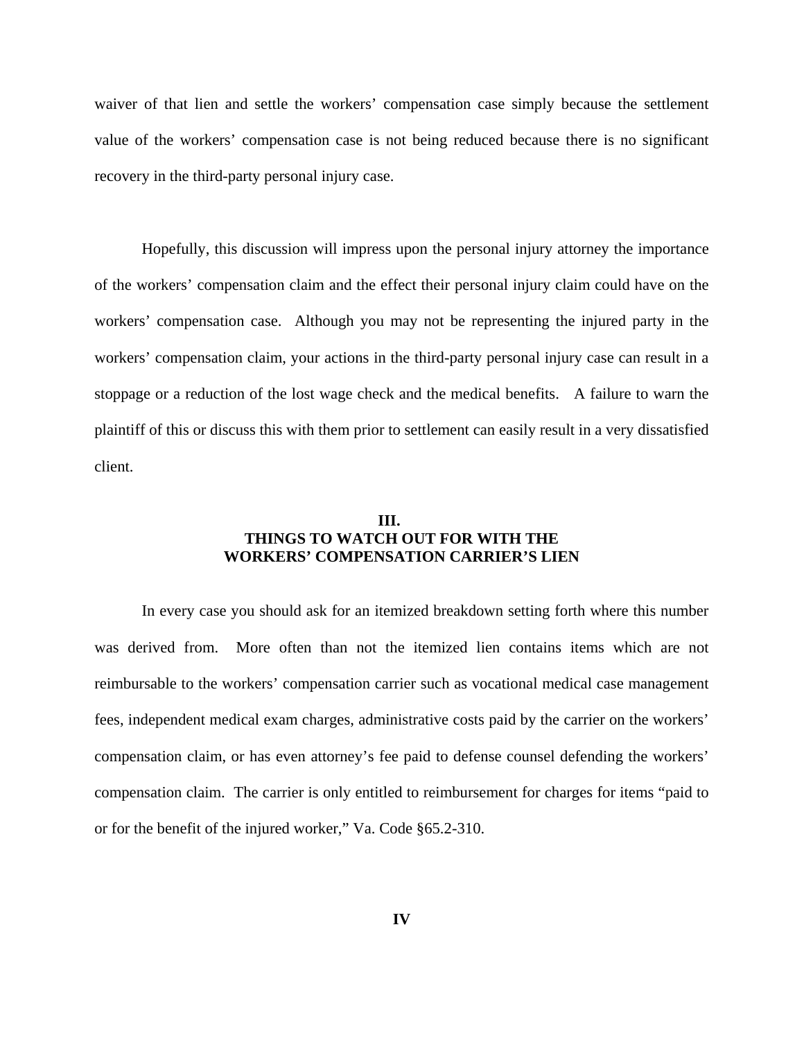waiver of that lien and settle the workers' compensation case simply because the settlement value of the workers' compensation case is not being reduced because there is no significant recovery in the third-party personal injury case.

Hopefully, this discussion will impress upon the personal injury attorney the importance of the workers' compensation claim and the effect their personal injury claim could have on the workers' compensation case. Although you may not be representing the injured party in the workers' compensation claim, your actions in the third-party personal injury case can result in a stoppage or a reduction of the lost wage check and the medical benefits. A failure to warn the plaintiff of this or discuss this with them prior to settlement can easily result in a very dissatisfied client.

## III.
## THINGS TO WATCH OUT FOR WITH THE WORKERS' COMPENSATION CARRIER'S LIEN

In every case you should ask for an itemized breakdown setting forth where this number was derived from. More often than not the itemized lien contains items which are not reimbursable to the workers' compensation carrier such as vocational medical case management fees, independent medical exam charges, administrative costs paid by the carrier on the workers' compensation claim, or has even attorney's fee paid to defense counsel defending the workers' compensation claim. The carrier is only entitled to reimbursement for charges for items "paid to or for the benefit of the injured worker," Va. Code §65.2-310.

## IV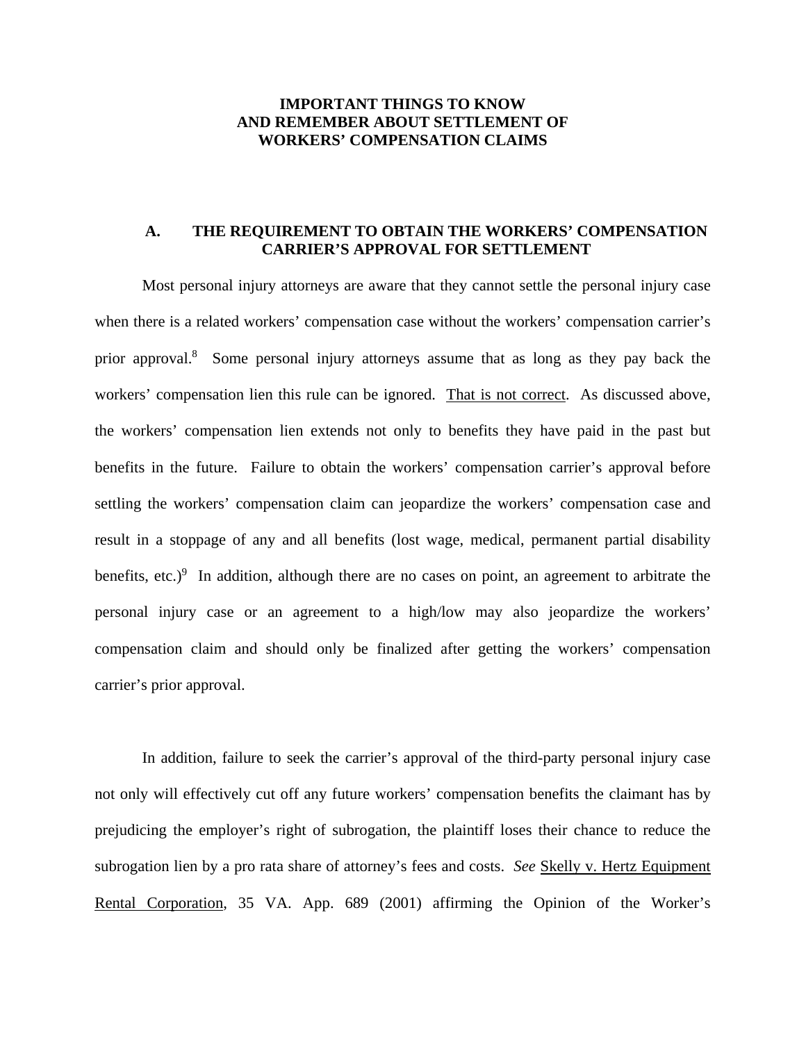**IMPORTANT THINGS TO KNOW**
**AND REMEMBER ABOUT SETTLEMENT OF**
**WORKERS' COMPENSATION CLAIMS**

## A. THE REQUIREMENT TO OBTAIN THE WORKERS' COMPENSATION CARRIER'S APPROVAL FOR SETTLEMENT

Most personal injury attorneys are aware that they cannot settle the personal injury case when there is a related workers' compensation case without the workers' compensation carrier's prior approval.[8] Some personal injury attorneys assume that as long as they pay back the workers' compensation lien this rule can be ignored. <u>That is not correct</u>. As discussed above, the workers' compensation lien extends not only to benefits they have paid in the past but benefits in the future. Failure to obtain the workers' compensation carrier's approval before settling the workers' compensation claim can jeopardize the workers' compensation case and result in a stoppage of any and all benefits (lost wage, medical, permanent partial disability benefits, etc.)[9] In addition, although there are no cases on point, an agreement to arbitrate the personal injury case or an agreement to a high/low may also jeopardize the workers' compensation claim and should only be finalized after getting the workers' compensation carrier's prior approval.

In addition, failure to seek the carrier's approval of the third-party personal injury case not only will effectively cut off any future workers' compensation benefits the claimant has by prejudicing the employer's right of subrogation, the plaintiff loses their chance to reduce the subrogation lien by a pro rata share of attorney's fees and costs. *See* <u>Skelly v. Hertz Equipment Rental Corporation</u>, 35 VA. App. 689 (2001) affirming the Opinion of the Worker's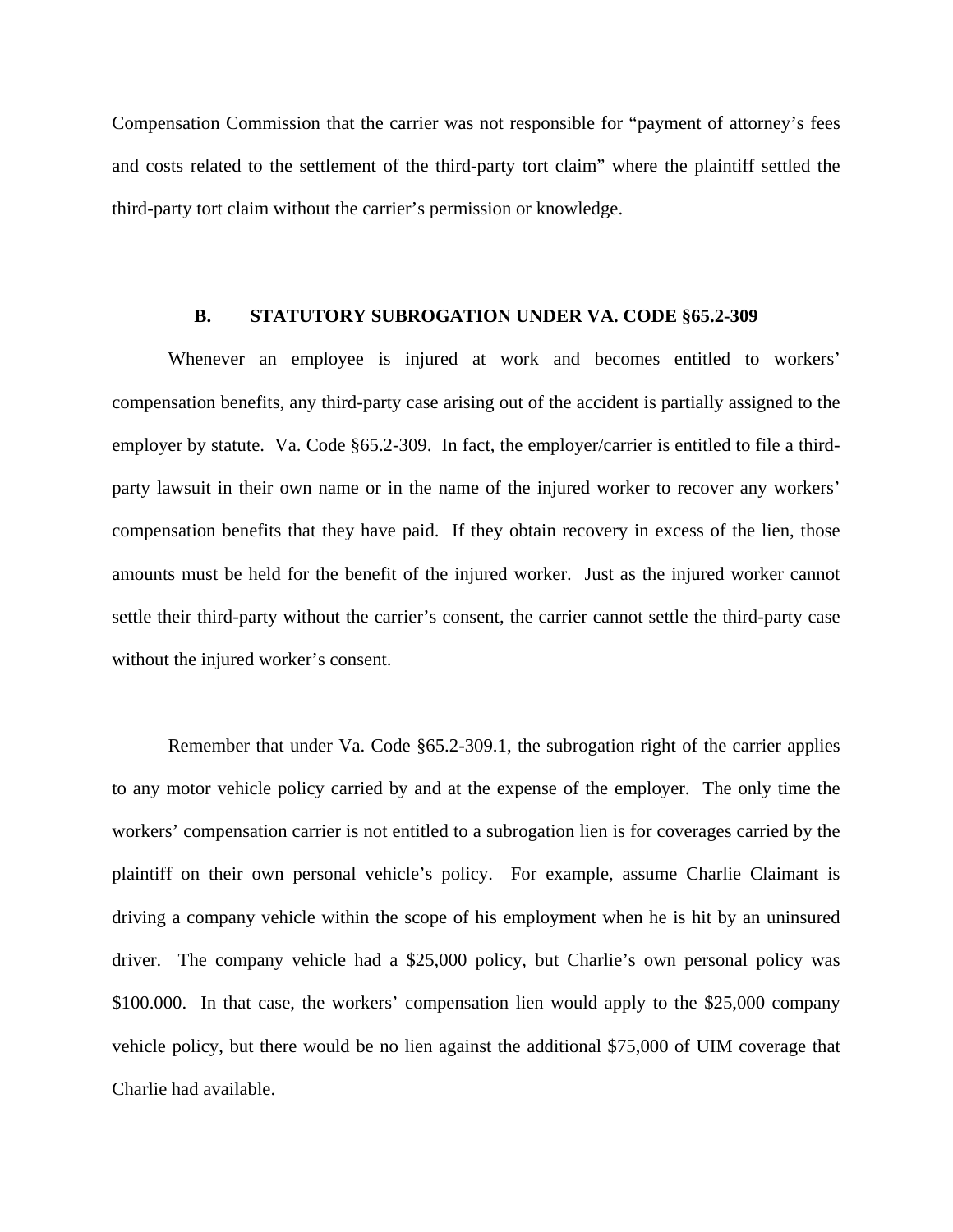Compensation Commission that the carrier was not responsible for "payment of attorney's fees and costs related to the settlement of the third-party tort claim" where the plaintiff settled the third-party tort claim without the carrier's permission or knowledge.

### B. STATUTORY SUBROGATION UNDER VA. CODE §65.2-309

Whenever an employee is injured at work and becomes entitled to workers' compensation benefits, any third-party case arising out of the accident is partially assigned to the employer by statute. Va. Code §65.2-309. In fact, the employer/carrier is entitled to file a third-party lawsuit in their own name or in the name of the injured worker to recover any workers' compensation benefits that they have paid. If they obtain recovery in excess of the lien, those amounts must be held for the benefit of the injured worker. Just as the injured worker cannot settle their third-party without the carrier's consent, the carrier cannot settle the third-party case without the injured worker's consent.

Remember that under Va. Code §65.2-309.1, the subrogation right of the carrier applies to any motor vehicle policy carried by and at the expense of the employer. The only time the workers' compensation carrier is not entitled to a subrogation lien is for coverages carried by the plaintiff on their own personal vehicle's policy. For example, assume Charlie Claimant is driving a company vehicle within the scope of his employment when he is hit by an uninsured driver. The company vehicle had a $25,000 policy, but Charlie's own personal policy was $100.000. In that case, the workers' compensation lien would apply to the $25,000 company vehicle policy, but there would be no lien against the additional $75,000 of UIM coverage that Charlie had available.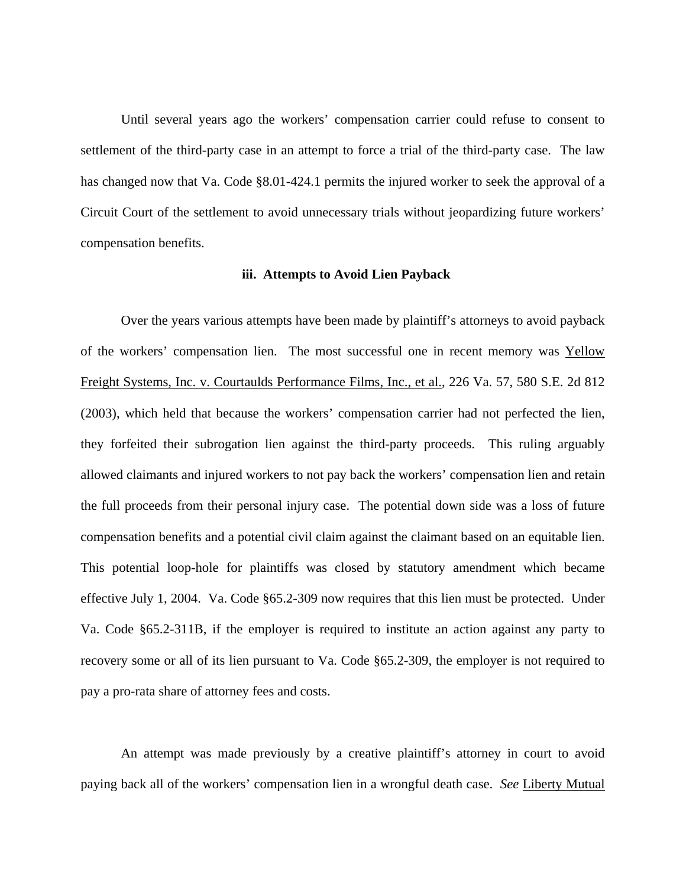Until several years ago the workers' compensation carrier could refuse to consent to settlement of the third-party case in an attempt to force a trial of the third-party case. The law has changed now that Va. Code §8.01-424.1 permits the injured worker to seek the approval of a Circuit Court of the settlement to avoid unnecessary trials without jeopardizing future workers' compensation benefits.

### iii. Attempts to Avoid Lien Payback

Over the years various attempts have been made by plaintiff's attorneys to avoid payback of the workers' compensation lien. The most successful one in recent memory was Yellow Freight Systems, Inc. v. Courtaulds Performance Films, Inc., et al., 226 Va. 57, 580 S.E. 2d 812 (2003), which held that because the workers' compensation carrier had not perfected the lien, they forfeited their subrogation lien against the third-party proceeds. This ruling arguably allowed claimants and injured workers to not pay back the workers' compensation lien and retain the full proceeds from their personal injury case. The potential down side was a loss of future compensation benefits and a potential civil claim against the claimant based on an equitable lien. This potential loop-hole for plaintiffs was closed by statutory amendment which became effective July 1, 2004. Va. Code §65.2-309 now requires that this lien must be protected. Under Va. Code §65.2-311B, if the employer is required to institute an action against any party to recovery some or all of its lien pursuant to Va. Code §65.2-309, the employer is not required to pay a pro-rata share of attorney fees and costs.

An attempt was made previously by a creative plaintiff's attorney in court to avoid paying back all of the workers' compensation lien in a wrongful death case. *See* Liberty Mutual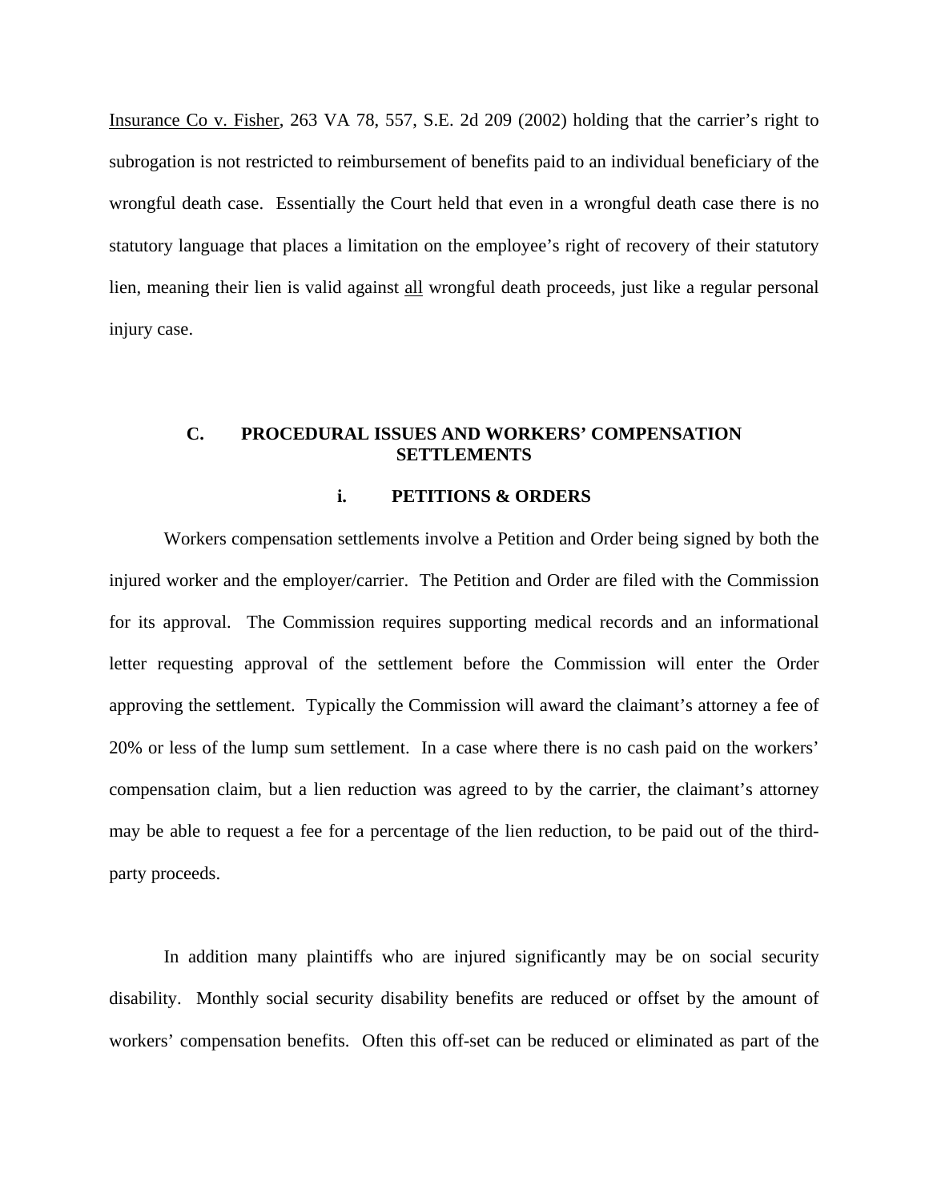<u>Insurance Co v. Fisher</u>, 263 VA 78, 557, S.E. 2d 209 (2002) holding that the carrier's right to subrogation is not restricted to reimbursement of benefits paid to an individual beneficiary of the wrongful death case. Essentially the Court held that even in a wrongful death case there is no statutory language that places a limitation on the employee's right of recovery of their statutory lien, meaning their lien is valid against <u>all</u> wrongful death proceeds, just like a regular personal injury case.

### C. PROCEDURAL ISSUES AND WORKERS' COMPENSATION SETTLEMENTS

#### i. PETITIONS & ORDERS

Workers compensation settlements involve a Petition and Order being signed by both the injured worker and the employer/carrier. The Petition and Order are filed with the Commission for its approval. The Commission requires supporting medical records and an informational letter requesting approval of the settlement before the Commission will enter the Order approving the settlement. Typically the Commission will award the claimant's attorney a fee of 20% or less of the lump sum settlement. In a case where there is no cash paid on the workers' compensation claim, but a lien reduction was agreed to by the carrier, the claimant's attorney may be able to request a fee for a percentage of the lien reduction, to be paid out of the third-party proceeds.

In addition many plaintiffs who are injured significantly may be on social security disability. Monthly social security disability benefits are reduced or offset by the amount of workers' compensation benefits. Often this off-set can be reduced or eliminated as part of the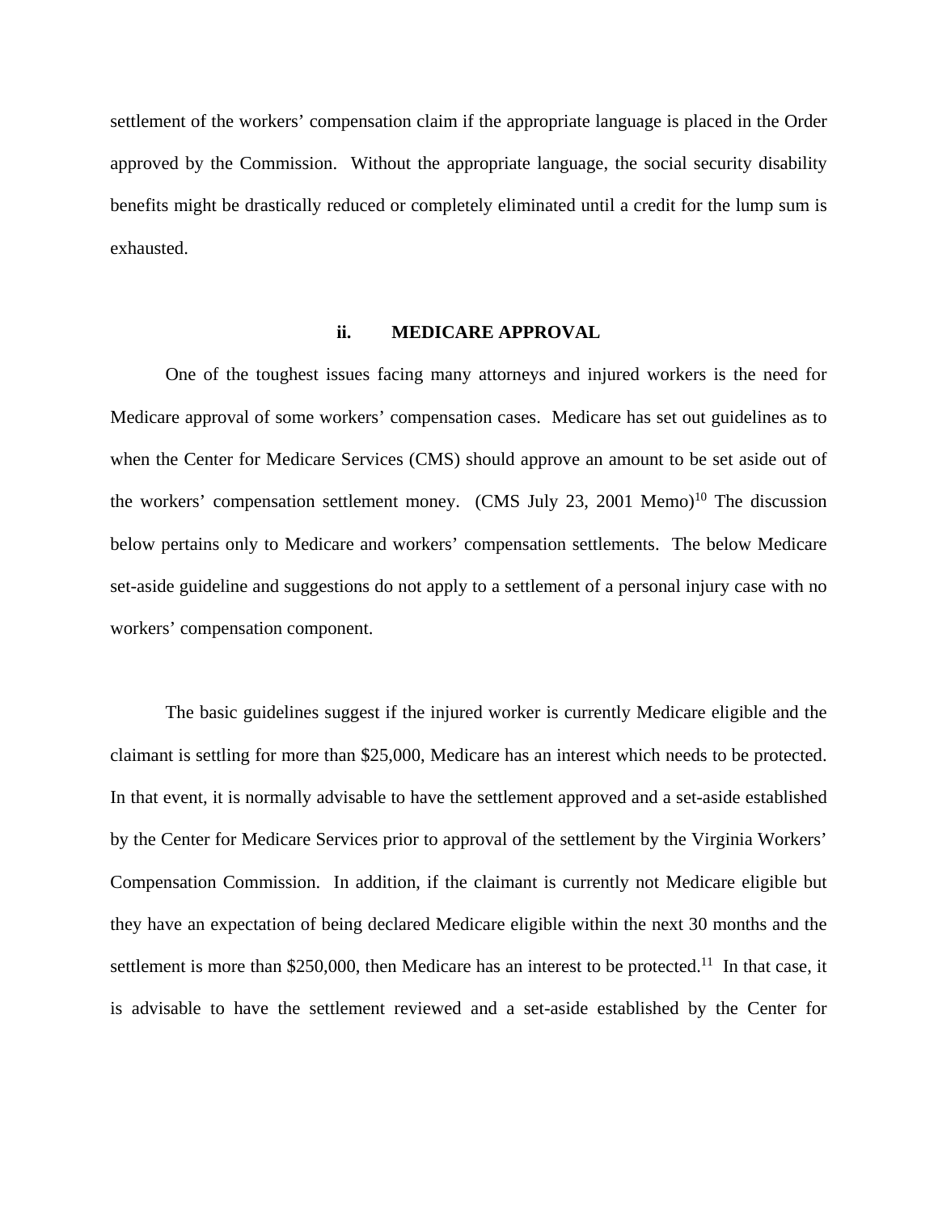settlement of the workers' compensation claim if the appropriate language is placed in the Order approved by the Commission. Without the appropriate language, the social security disability benefits might be drastically reduced or completely eliminated until a credit for the lump sum is exhausted.

### ii. MEDICARE APPROVAL

One of the toughest issues facing many attorneys and injured workers is the need for Medicare approval of some workers' compensation cases. Medicare has set out guidelines as to when the Center for Medicare Services (CMS) should approve an amount to be set aside out of the workers' compensation settlement money. (CMS July 23, 2001 Memo)[10] The discussion below pertains only to Medicare and workers' compensation settlements. The below Medicare set-aside guideline and suggestions do not apply to a settlement of a personal injury case with no workers' compensation component.

The basic guidelines suggest if the injured worker is currently Medicare eligible and the claimant is settling for more than $25,000, Medicare has an interest which needs to be protected. In that event, it is normally advisable to have the settlement approved and a set-aside established by the Center for Medicare Services prior to approval of the settlement by the Virginia Workers' Compensation Commission. In addition, if the claimant is currently not Medicare eligible but they have an expectation of being declared Medicare eligible within the next 30 months and the settlement is more than $250,000, then Medicare has an interest to be protected.[11] In that case, it is advisable to have the settlement reviewed and a set-aside established by the Center for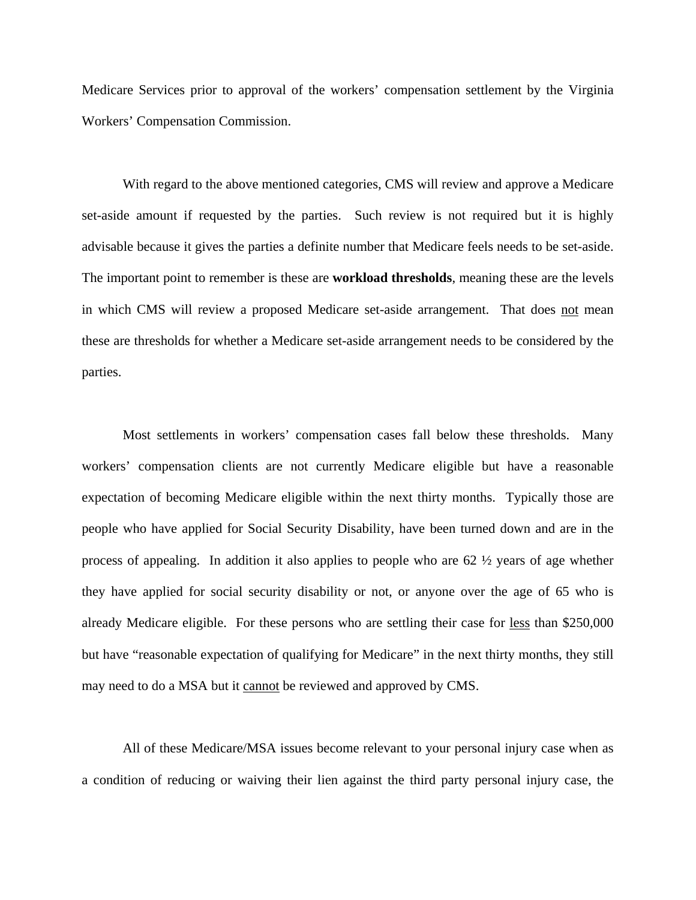Medicare Services prior to approval of the workers' compensation settlement by the Virginia Workers' Compensation Commission.

With regard to the above mentioned categories, CMS will review and approve a Medicare set-aside amount if requested by the parties. Such review is not required but it is highly advisable because it gives the parties a definite number that Medicare feels needs to be set-aside. The important point to remember is these are **workload thresholds**, meaning these are the levels in which CMS will review a proposed Medicare set-aside arrangement. That does not mean these are thresholds for whether a Medicare set-aside arrangement needs to be considered by the parties.

Most settlements in workers' compensation cases fall below these thresholds. Many workers' compensation clients are not currently Medicare eligible but have a reasonable expectation of becoming Medicare eligible within the next thirty months. Typically those are people who have applied for Social Security Disability, have been turned down and are in the process of appealing. In addition it also applies to people who are 62 ½ years of age whether they have applied for social security disability or not, or anyone over the age of 65 who is already Medicare eligible. For these persons who are settling their case for less than $250,000 but have "reasonable expectation of qualifying for Medicare" in the next thirty months, they still may need to do a MSA but it cannot be reviewed and approved by CMS.

All of these Medicare/MSA issues become relevant to your personal injury case when as a condition of reducing or waiving their lien against the third party personal injury case, the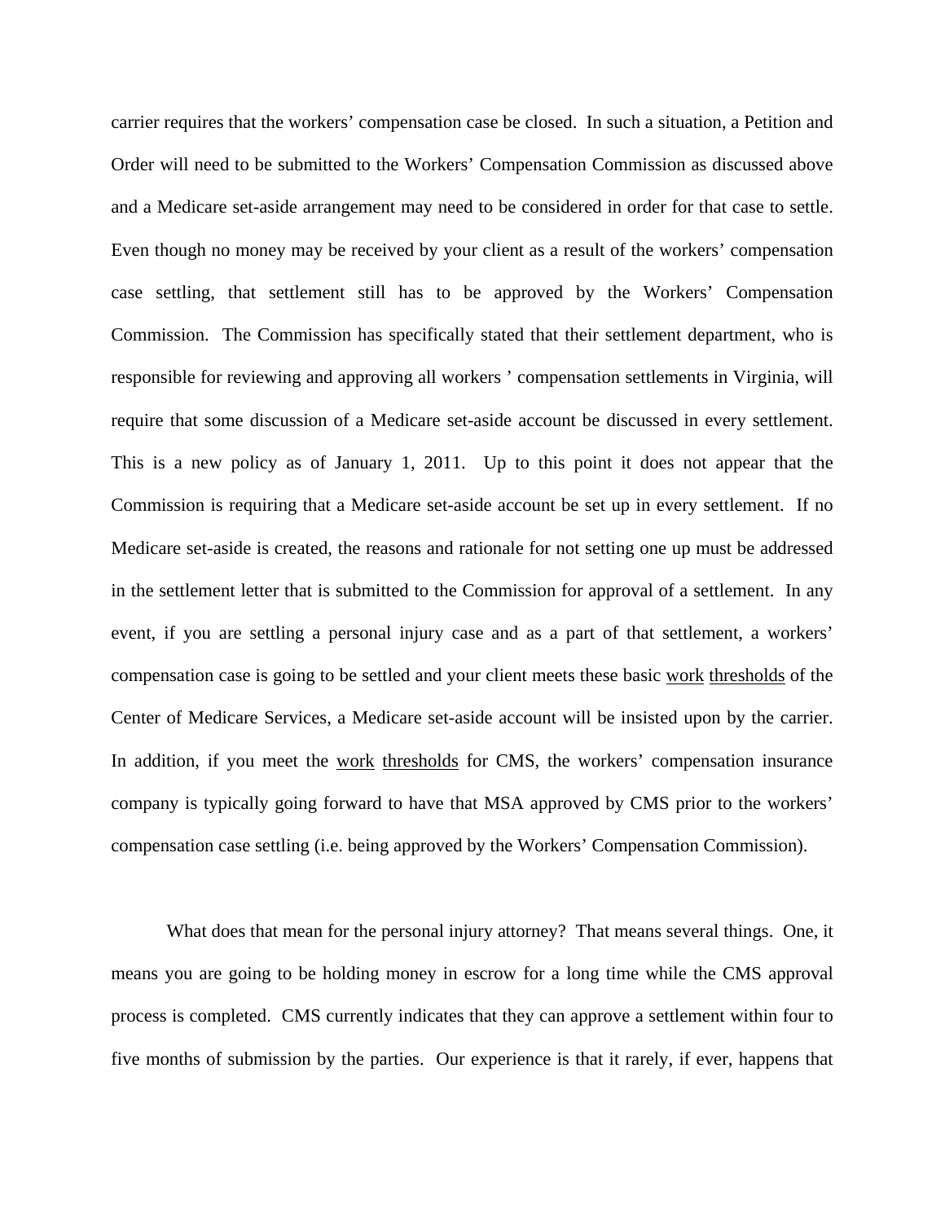carrier requires that the workers' compensation case be closed. In such a situation, a Petition and Order will need to be submitted to the Workers' Compensation Commission as discussed above and a Medicare set-aside arrangement may need to be considered in order for that case to settle. Even though no money may be received by your client as a result of the workers' compensation case settling, that settlement still has to be approved by the Workers' Compensation Commission. The Commission has specifically stated that their settlement department, who is responsible for reviewing and approving all workers ' compensation settlements in Virginia, will require that some discussion of a Medicare set-aside account be discussed in every settlement. This is a new policy as of January 1, 2011. Up to this point it does not appear that the Commission is requiring that a Medicare set-aside account be set up in every settlement. If no Medicare set-aside is created, the reasons and rationale for not setting one up must be addressed in the settlement letter that is submitted to the Commission for approval of a settlement. In any event, if you are settling a personal injury case and as a part of that settlement, a workers' compensation case is going to be settled and your client meets these basic <u>work</u> <u>thresholds</u> of the Center of Medicare Services, a Medicare set-aside account will be insisted upon by the carrier. In addition, if you meet the <u>work</u> <u>thresholds</u> for CMS, the workers' compensation insurance company is typically going forward to have that MSA approved by CMS prior to the workers' compensation case settling (i.e. being approved by the Workers' Compensation Commission).

What does that mean for the personal injury attorney? That means several things. One, it means you are going to be holding money in escrow for a long time while the CMS approval process is completed. CMS currently indicates that they can approve a settlement within four to five months of submission by the parties. Our experience is that it rarely, if ever, happens that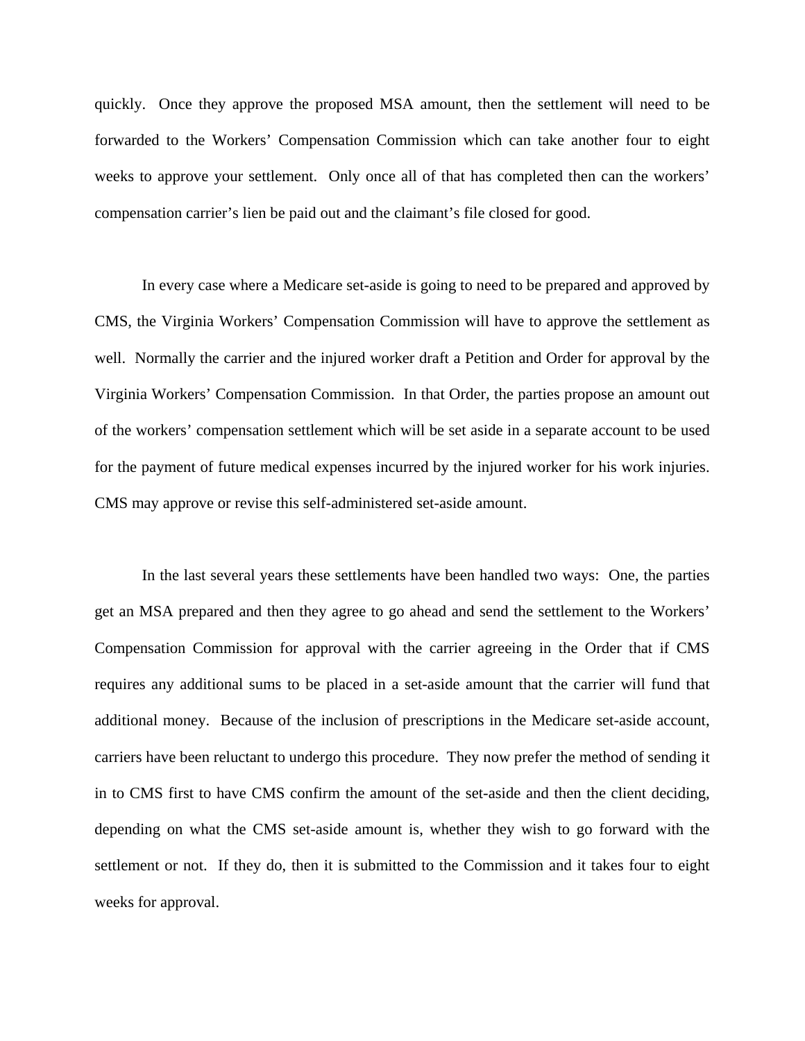quickly. Once they approve the proposed MSA amount, then the settlement will need to be forwarded to the Workers' Compensation Commission which can take another four to eight weeks to approve your settlement. Only once all of that has completed then can the workers' compensation carrier's lien be paid out and the claimant's file closed for good.

In every case where a Medicare set-aside is going to need to be prepared and approved by CMS, the Virginia Workers' Compensation Commission will have to approve the settlement as well. Normally the carrier and the injured worker draft a Petition and Order for approval by the Virginia Workers' Compensation Commission. In that Order, the parties propose an amount out of the workers' compensation settlement which will be set aside in a separate account to be used for the payment of future medical expenses incurred by the injured worker for his work injuries. CMS may approve or revise this self-administered set-aside amount.

In the last several years these settlements have been handled two ways: One, the parties get an MSA prepared and then they agree to go ahead and send the settlement to the Workers' Compensation Commission for approval with the carrier agreeing in the Order that if CMS requires any additional sums to be placed in a set-aside amount that the carrier will fund that additional money. Because of the inclusion of prescriptions in the Medicare set-aside account, carriers have been reluctant to undergo this procedure. They now prefer the method of sending it in to CMS first to have CMS confirm the amount of the set-aside and then the client deciding, depending on what the CMS set-aside amount is, whether they wish to go forward with the settlement or not. If they do, then it is submitted to the Commission and it takes four to eight weeks for approval.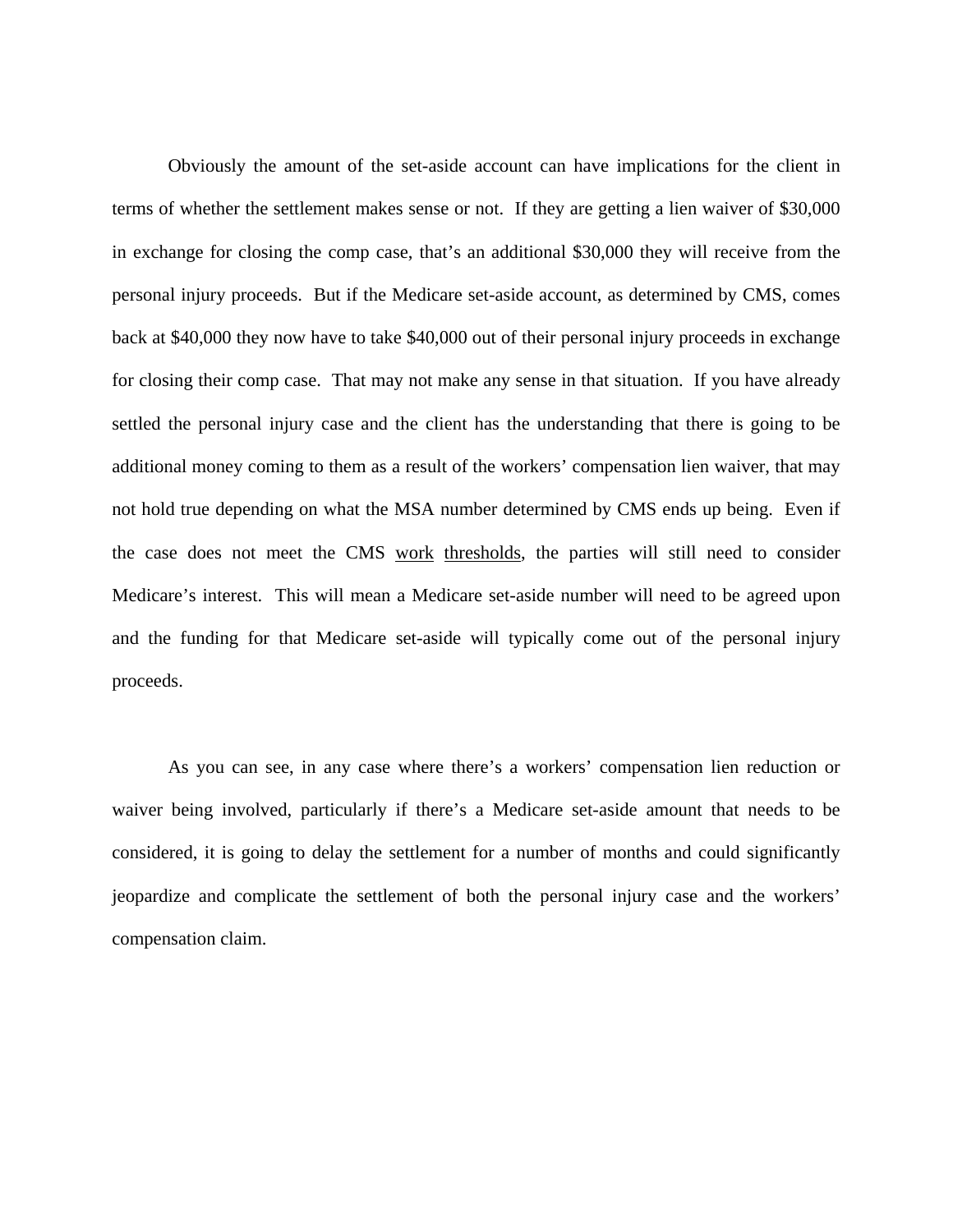Obviously the amount of the set-aside account can have implications for the client in terms of whether the settlement makes sense or not. If they are getting a lien waiver of $30,000 in exchange for closing the comp case, that's an additional $30,000 they will receive from the personal injury proceeds. But if the Medicare set-aside account, as determined by CMS, comes back at $40,000 they now have to take $40,000 out of their personal injury proceeds in exchange for closing their comp case. That may not make any sense in that situation. If you have already settled the personal injury case and the client has the understanding that there is going to be additional money coming to them as a result of the workers' compensation lien waiver, that may not hold true depending on what the MSA number determined by CMS ends up being. Even if the case does not meet the CMS work thresholds, the parties will still need to consider Medicare's interest. This will mean a Medicare set-aside number will need to be agreed upon and the funding for that Medicare set-aside will typically come out of the personal injury proceeds.

As you can see, in any case where there's a workers' compensation lien reduction or waiver being involved, particularly if there's a Medicare set-aside amount that needs to be considered, it is going to delay the settlement for a number of months and could significantly jeopardize and complicate the settlement of both the personal injury case and the workers' compensation claim.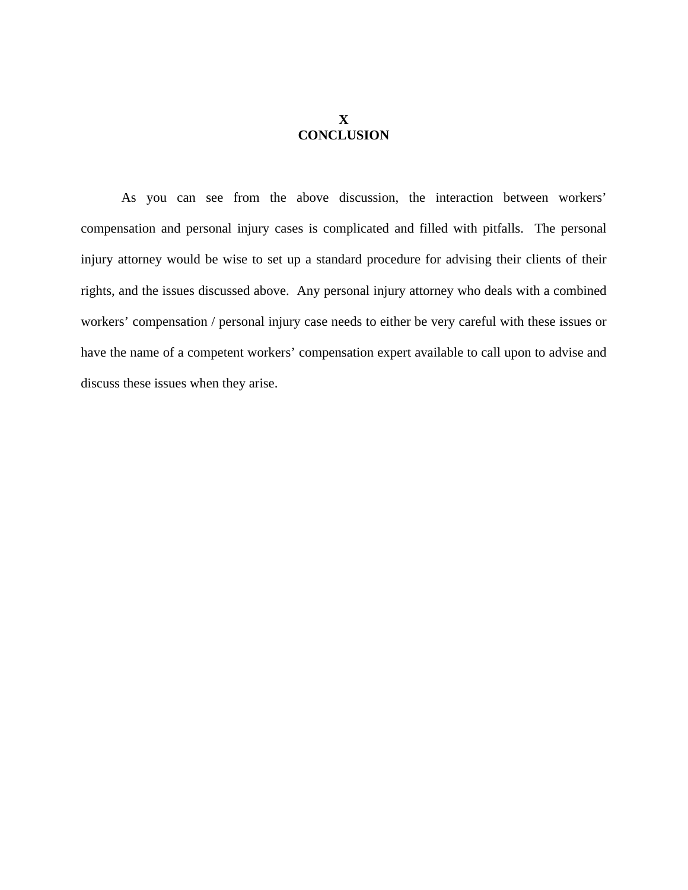# X
# CONCLUSION

As you can see from the above discussion, the interaction between workers' compensation and personal injury cases is complicated and filled with pitfalls. The personal injury attorney would be wise to set up a standard procedure for advising their clients of their rights, and the issues discussed above. Any personal injury attorney who deals with a combined workers' compensation / personal injury case needs to either be very careful with these issues or have the name of a competent workers' compensation expert available to call upon to advise and discuss these issues when they arise.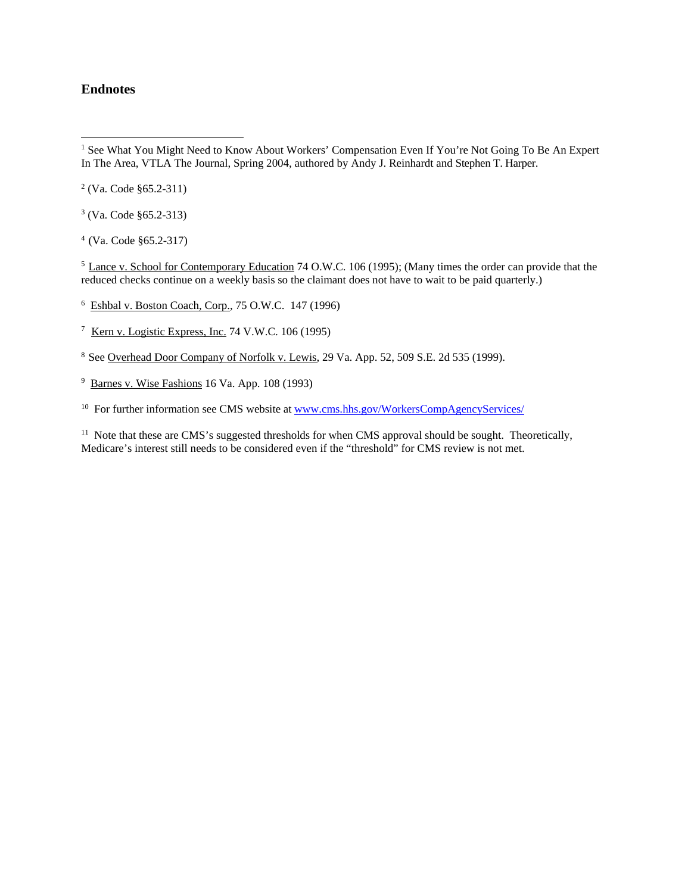## Endnotes

---

[1] See What You Might Need to Know About Workers' Compensation Even If You're Not Going To Be An Expert In The Area, VTLA The Journal, Spring 2004, authored by Andy J. Reinhardt and Stephen T. Harper.

[2] (Va. Code §65.2-311)

[3] (Va. Code §65.2-313)

[4] (Va. Code §65.2-317)

[5] Lance v. School for Contemporary Education 74 O.W.C. 106 (1995); (Many times the order can provide that the reduced checks continue on a weekly basis so the claimant does not have to wait to be paid quarterly.)

[6] Eshbal v. Boston Coach, Corp., 75 O.W.C. 147 (1996)

[7] Kern v. Logistic Express, Inc. 74 V.W.C. 106 (1995)

[8] See Overhead Door Company of Norfolk v. Lewis, 29 Va. App. 52, 509 S.E. 2d 535 (1999).

[9] Barnes v. Wise Fashions 16 Va. App. 108 (1993)

[10] For further information see CMS website at www.cms.hhs.gov/WorkersCompAgencyServices/

[11] Note that these are CMS's suggested thresholds for when CMS approval should be sought. Theoretically, Medicare's interest still needs to be considered even if the "threshold" for CMS review is not met.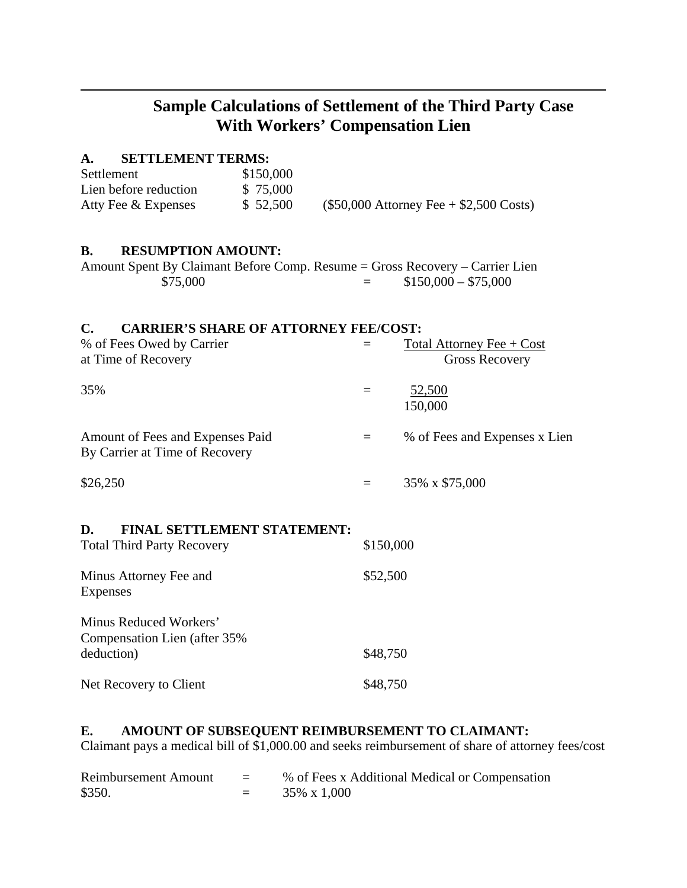# Sample Calculations of Settlement of the Third Party Case With Workers' Compensation Lien

## A. SETTLEMENT TERMS:

| | | |
|---|---|---|
| Settlement | $150,000 | |
| Lien before reduction | $ 75,000 | |
| Atty Fee & Expenses | $ 52,500 | ($50,000 Attorney Fee + $2,500 Costs) |

## B. RESUMPTION AMOUNT:

Amount Spent By Claimant Before Comp. Resume = Gross Recovery – Carrier Lien

$75,000 = $150,000 – $75,000

## C. CARRIER'S SHARE OF ATTORNEY FEE/COST:

% of Fees Owed by Carrier at Time of Recovery = $\frac{\text{Total Attorney Fee + Cost}}{\text{Gross Recovery}}$

35% = $\frac{52{,}500}{150{,}000}$

Amount of Fees and Expenses Paid By Carrier at Time of Recovery = % of Fees and Expenses x Lien

$26,250 = 35% x $75,000

## D. FINAL SETTLEMENT STATEMENT:

| | |
|---|---|
| Total Third Party Recovery | $150,000 |
| Minus Attorney Fee and Expenses | $52,500 |
| Minus Reduced Workers' Compensation Lien (after 35% deduction) | $48,750 |
| Net Recovery to Client | $48,750 |

## E. AMOUNT OF SUBSEQUENT REIMBURSEMENT TO CLAIMANT:

Claimant pays a medical bill of $1,000.00 and seeks reimbursement of share of attorney fees/cost

Reimbursement Amount = % of Fees x Additional Medical or Compensation

$350. = 35% x 1,000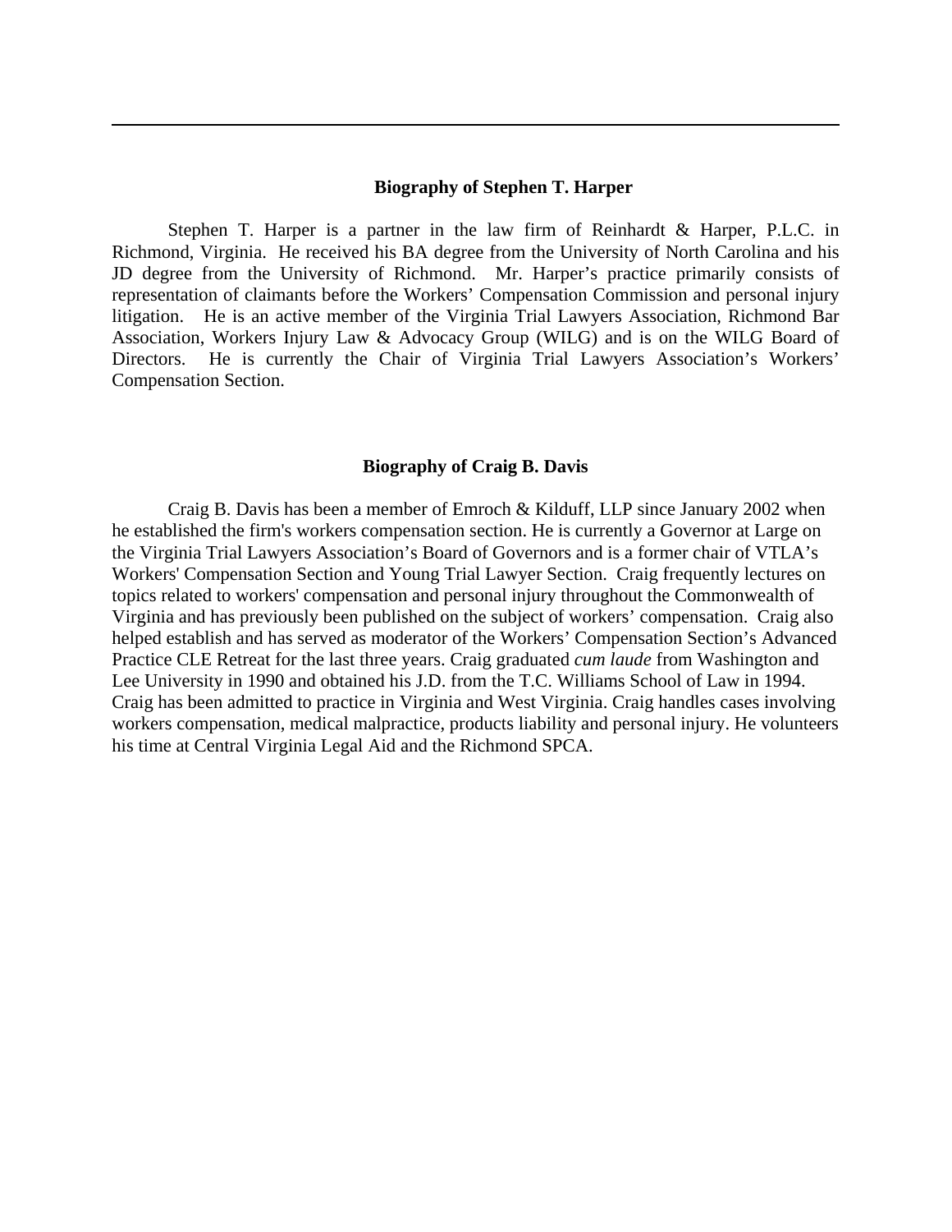---

**Biography of Stephen T. Harper**

Stephen T. Harper is a partner in the law firm of Reinhardt & Harper, P.L.C. in Richmond, Virginia. He received his BA degree from the University of North Carolina and his JD degree from the University of Richmond. Mr. Harper's practice primarily consists of representation of claimants before the Workers' Compensation Commission and personal injury litigation. He is an active member of the Virginia Trial Lawyers Association, Richmond Bar Association, Workers Injury Law & Advocacy Group (WILG) and is on the WILG Board of Directors. He is currently the Chair of Virginia Trial Lawyers Association's Workers' Compensation Section.

**Biography of Craig B. Davis**

Craig B. Davis has been a member of Emroch & Kilduff, LLP since January 2002 when he established the firm's workers compensation section. He is currently a Governor at Large on the Virginia Trial Lawyers Association's Board of Governors and is a former chair of VTLA's Workers' Compensation Section and Young Trial Lawyer Section. Craig frequently lectures on topics related to workers' compensation and personal injury throughout the Commonwealth of Virginia and has previously been published on the subject of workers' compensation. Craig also helped establish and has served as moderator of the Workers' Compensation Section's Advanced Practice CLE Retreat for the last three years. Craig graduated *cum laude* from Washington and Lee University in 1990 and obtained his J.D. from the T.C. Williams School of Law in 1994. Craig has been admitted to practice in Virginia and West Virginia. Craig handles cases involving workers compensation, medical malpractice, products liability and personal injury. He volunteers his time at Central Virginia Legal Aid and the Richmond SPCA.